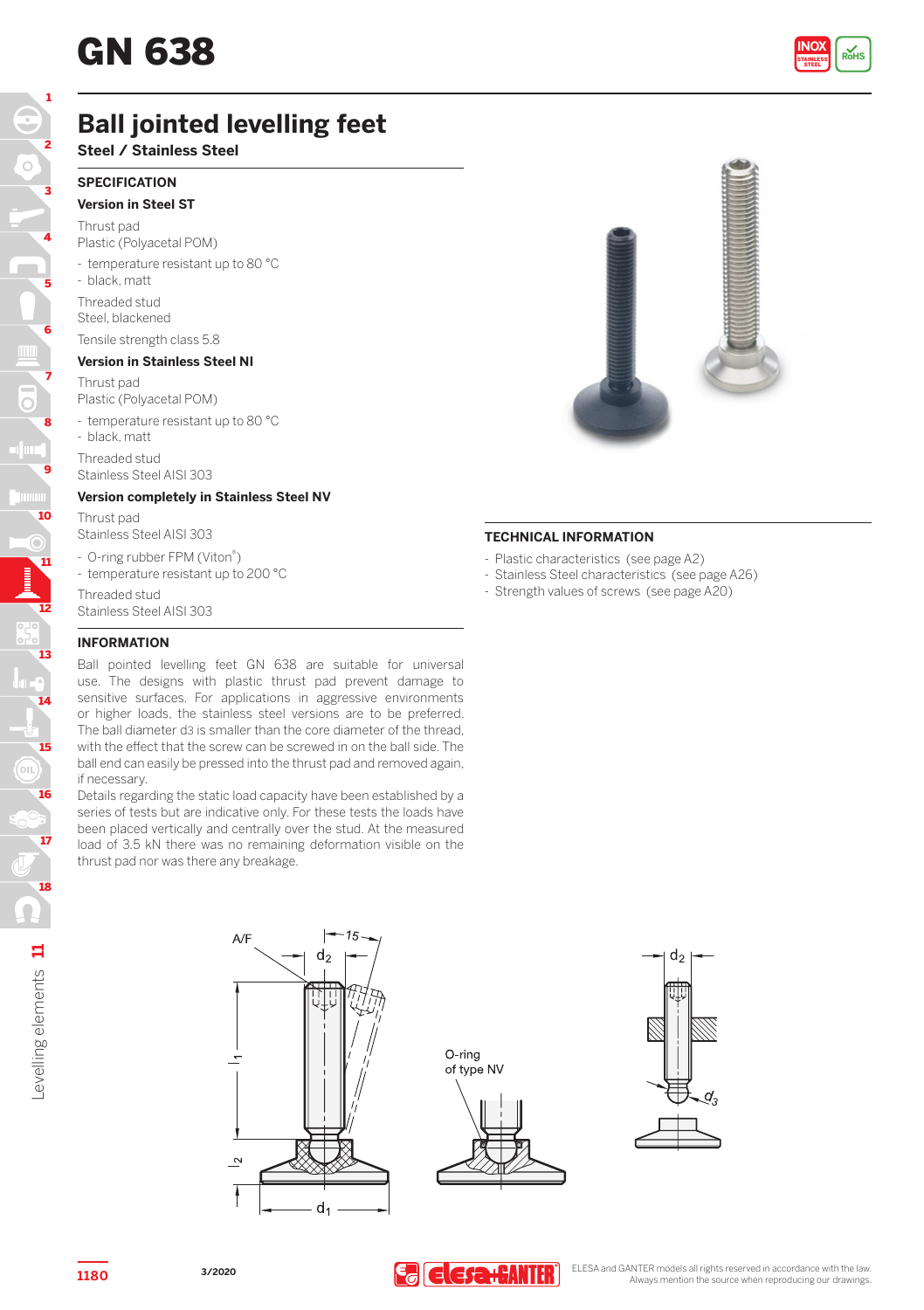# GN 638

## Ball jointed levelling feet

**Steel / Stainless Steel**

### SPECIFICATION

**Version in Steel ST**

Thrust pad
Plastic (Polyacetal POM)

- temperature resistant up to 80 °C
- black, matt

Threaded stud
Steel, blackened

Tensile strength class 5.8

**Version in Stainless Steel NI**

Thrust pad
Plastic (Polyacetal POM)

- temperature resistant up to 80 °C
- black, matt

Threaded stud
Stainless Steel AISI 303

**Version completely in Stainless Steel NV**

Thrust pad
Stainless Steel AISI 303

- O-ring rubber FPM (Viton®)
- temperature resistant up to 200 °C

Threaded stud
Stainless Steel AISI 303

### INFORMATION

Ball pointed levelling feet GN 638 are suitable for universal use. The designs with plastic thrust pad prevent damage to sensitive surfaces. For applications in aggressive environments or higher loads, the stainless steel versions are to be preferred. The ball diameter d3 is smaller than the core diameter of the thread, with the effect that the screw can be screwed in on the ball side. The ball end can easily be pressed into the thrust pad and removed again, if necessary.

Details regarding the static load capacity have been established by a series of tests but are indicative only. For these tests the loads have been placed vertically and centrally over the stud. At the measured load of 3.5 kN there was no remaining deformation visible on the thrust pad nor was there any breakage.

### TECHNICAL INFORMATION

- Plastic characteristics (see page A2)
- Stainless Steel characteristics (see page A26)
- Strength values of screws (see page A20)

A/F $d_2$ 15° $l_1$ $l_2$ $d_1$

O-ring of type NV

$d_2$ $d_3$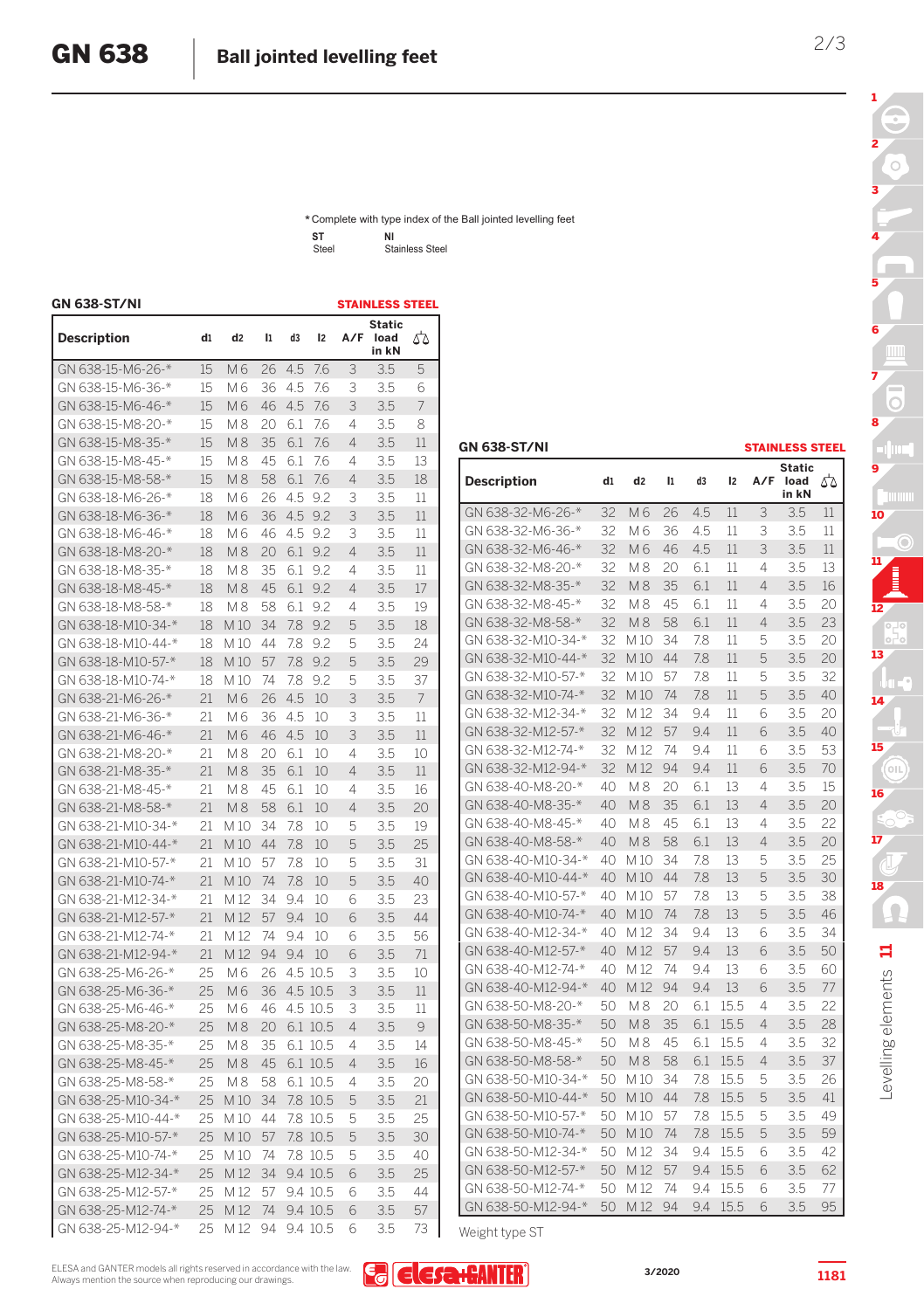# GN 638 Ball jointed levelling feet

\*Complete with type index of the Ball jointed levelling feet

| ST | NI |
|---|---|
| Steel | Stainless Steel |

## GN 638-ST/NI

**STAINLESS STEEL**

| Description | d1 | d2 | l1 | d3 | l2 | A/F | Static load in kN | ⚖ |
|---|---|---|---|---|---|---|---|---|
| GN 638-15-M6-26-* | 15 | M 6 | 26 | 4.5 | 7.6 | 3 | 3.5 | 5 |
| GN 638-15-M6-36-* | 15 | M 6 | 36 | 4.5 | 7.6 | 3 | 3.5 | 6 |
| GN 638-15-M6-46-* | 15 | M 6 | 46 | 4.5 | 7.6 | 3 | 3.5 | 7 |
| GN 638-15-M8-20-* | 15 | M 8 | 20 | 6.1 | 7.6 | 4 | 3.5 | 8 |
| GN 638-15-M8-35-* | 15 | M 8 | 35 | 6.1 | 7.6 | 4 | 3.5 | 11 |
| GN 638-15-M8-45-* | 15 | M 8 | 45 | 6.1 | 7.6 | 4 | 3.5 | 13 |
| GN 638-15-M8-58-* | 15 | M 8 | 58 | 6.1 | 7.6 | 4 | 3.5 | 18 |
| GN 638-18-M6-26-* | 18 | M 6 | 26 | 4.5 | 9.2 | 3 | 3.5 | 11 |
| GN 638-18-M6-36-* | 18 | M 6 | 36 | 4.5 | 9.2 | 3 | 3.5 | 11 |
| GN 638-18-M6-46-* | 18 | M 6 | 46 | 4.5 | 9.2 | 3 | 3.5 | 11 |
| GN 638-18-M8-20-* | 18 | M 8 | 20 | 6.1 | 9.2 | 4 | 3.5 | 11 |
| GN 638-18-M8-35-* | 18 | M 8 | 35 | 6.1 | 9.2 | 4 | 3.5 | 11 |
| GN 638-18-M8-45-* | 18 | M 8 | 45 | 6.1 | 9.2 | 4 | 3.5 | 17 |
| GN 638-18-M8-58-* | 18 | M 8 | 58 | 6.1 | 9.2 | 4 | 3.5 | 19 |
| GN 638-18-M10-34-* | 18 | M 10 | 34 | 7.8 | 9.2 | 5 | 3.5 | 18 |
| GN 638-18-M10-44-* | 18 | M 10 | 44 | 7.8 | 9.2 | 5 | 3.5 | 24 |
| GN 638-18-M10-57-* | 18 | M 10 | 57 | 7.8 | 9.2 | 5 | 3.5 | 29 |
| GN 638-18-M10-74-* | 18 | M 10 | 74 | 7.8 | 9.2 | 5 | 3.5 | 37 |
| GN 638-21-M6-26-* | 21 | M 6 | 26 | 4.5 | 10 | 3 | 3.5 | 7 |
| GN 638-21-M6-36-* | 21 | M 6 | 36 | 4.5 | 10 | 3 | 3.5 | 11 |
| GN 638-21-M6-46-* | 21 | M 6 | 46 | 4.5 | 10 | 3 | 3.5 | 11 |
| GN 638-21-M8-20-* | 21 | M 8 | 20 | 6.1 | 10 | 4 | 3.5 | 10 |
| GN 638-21-M8-35-* | 21 | M 8 | 35 | 6.1 | 10 | 4 | 3.5 | 11 |
| GN 638-21-M8-45-* | 21 | M 8 | 45 | 6.1 | 10 | 4 | 3.5 | 16 |
| GN 638-21-M8-58-* | 21 | M 8 | 58 | 6.1 | 10 | 4 | 3.5 | 20 |
| GN 638-21-M10-34-* | 21 | M 10 | 34 | 7.8 | 10 | 5 | 3.5 | 19 |
| GN 638-21-M10-44-* | 21 | M 10 | 44 | 7.8 | 10 | 5 | 3.5 | 25 |
| GN 638-21-M10-57-* | 21 | M 10 | 57 | 7.8 | 10 | 5 | 3.5 | 31 |
| GN 638-21-M10-74-* | 21 | M 10 | 74 | 7.8 | 10 | 5 | 3.5 | 40 |
| GN 638-21-M12-34-* | 21 | M 12 | 34 | 9.4 | 10 | 6 | 3.5 | 23 |
| GN 638-21-M12-57-* | 21 | M 12 | 57 | 9.4 | 10 | 6 | 3.5 | 44 |
| GN 638-21-M12-74-* | 21 | M 12 | 74 | 9.4 | 10 | 6 | 3.5 | 56 |
| GN 638-21-M12-94-* | 21 | M 12 | 94 | 9.4 | 10 | 6 | 3.5 | 71 |
| GN 638-25-M6-26-* | 25 | M 6 | 26 | 4.5 | 10.5 | 3 | 3.5 | 10 |
| GN 638-25-M6-36-* | 25 | M 6 | 36 | 4.5 | 10.5 | 3 | 3.5 | 11 |
| GN 638-25-M6-46-* | 25 | M 6 | 46 | 4.5 | 10.5 | 3 | 3.5 | 11 |
| GN 638-25-M8-20-* | 25 | M 8 | 20 | 6.1 | 10.5 | 4 | 3.5 | 9 |
| GN 638-25-M8-35-* | 25 | M 8 | 35 | 6.1 | 10.5 | 4 | 3.5 | 14 |
| GN 638-25-M8-45-* | 25 | M 8 | 45 | 6.1 | 10.5 | 4 | 3.5 | 16 |
| GN 638-25-M8-58-* | 25 | M 8 | 58 | 6.1 | 10.5 | 4 | 3.5 | 20 |
| GN 638-25-M10-34-* | 25 | M 10 | 34 | 7.8 | 10.5 | 5 | 3.5 | 21 |
| GN 638-25-M10-44-* | 25 | M 10 | 44 | 7.8 | 10.5 | 5 | 3.5 | 25 |
| GN 638-25-M10-57-* | 25 | M 10 | 57 | 7.8 | 10.5 | 5 | 3.5 | 30 |
| GN 638-25-M10-74-* | 25 | M 10 | 74 | 7.8 | 10.5 | 5 | 3.5 | 40 |
| GN 638-25-M12-34-* | 25 | M 12 | 34 | 9.4 | 10.5 | 6 | 3.5 | 25 |
| GN 638-25-M12-57-* | 25 | M 12 | 57 | 9.4 | 10.5 | 6 | 3.5 | 44 |
| GN 638-25-M12-74-* | 25 | M 12 | 74 | 9.4 | 10.5 | 6 | 3.5 | 57 |
| GN 638-25-M12-94-* | 25 | M 12 | 94 | 9.4 | 10.5 | 6 | 3.5 | 73 |

## GN 638-ST/NI

**STAINLESS STEEL**

| Description | d1 | d2 | l1 | d3 | l2 | A/F | Static load in kN | ⚖ |
|---|---|---|---|---|---|---|---|---|
| GN 638-32-M6-26-* | 32 | M 6 | 26 | 4.5 | 11 | 3 | 3.5 | 11 |
| GN 638-32-M6-36-* | 32 | M 6 | 36 | 4.5 | 11 | 3 | 3.5 | 11 |
| GN 638-32-M6-46-* | 32 | M 6 | 46 | 4.5 | 11 | 3 | 3.5 | 11 |
| GN 638-32-M8-20-* | 32 | M 8 | 20 | 6.1 | 11 | 4 | 3.5 | 13 |
| GN 638-32-M8-35-* | 32 | M 8 | 35 | 6.1 | 11 | 4 | 3.5 | 16 |
| GN 638-32-M8-45-* | 32 | M 8 | 45 | 6.1 | 11 | 4 | 3.5 | 20 |
| GN 638-32-M8-58-* | 32 | M 8 | 58 | 6.1 | 11 | 4 | 3.5 | 23 |
| GN 638-32-M10-34-* | 32 | M 10 | 34 | 7.8 | 11 | 5 | 3.5 | 20 |
| GN 638-32-M10-44-* | 32 | M 10 | 44 | 7.8 | 11 | 5 | 3.5 | 20 |
| GN 638-32-M10-57-* | 32 | M 10 | 57 | 7.8 | 11 | 5 | 3.5 | 32 |
| GN 638-32-M10-74-* | 32 | M 10 | 74 | 7.8 | 11 | 5 | 3.5 | 40 |
| GN 638-32-M12-34-* | 32 | M 12 | 34 | 9.4 | 11 | 6 | 3.5 | 20 |
| GN 638-32-M12-57-* | 32 | M 12 | 57 | 9.4 | 11 | 6 | 3.5 | 40 |
| GN 638-32-M12-74-* | 32 | M 12 | 74 | 9.4 | 11 | 6 | 3.5 | 53 |
| GN 638-32-M12-94-* | 32 | M 12 | 94 | 9.4 | 11 | 6 | 3.5 | 70 |
| GN 638-40-M8-20-* | 40 | M 8 | 20 | 6.1 | 13 | 4 | 3.5 | 15 |
| GN 638-40-M8-35-* | 40 | M 8 | 35 | 6.1 | 13 | 4 | 3.5 | 20 |
| GN 638-40-M8-45-* | 40 | M 8 | 45 | 6.1 | 13 | 4 | 3.5 | 22 |
| GN 638-40-M8-58-* | 40 | M 8 | 58 | 6.1 | 13 | 4 | 3.5 | 20 |
| GN 638-40-M10-34-* | 40 | M 10 | 34 | 7.8 | 13 | 5 | 3.5 | 25 |
| GN 638-40-M10-44-* | 40 | M 10 | 44 | 7.8 | 13 | 5 | 3.5 | 30 |
| GN 638-40-M10-57-* | 40 | M 10 | 57 | 7.8 | 13 | 5 | 3.5 | 38 |
| GN 638-40-M10-74-* | 40 | M 10 | 74 | 7.8 | 13 | 5 | 3.5 | 46 |
| GN 638-40-M12-34-* | 40 | M 12 | 34 | 9.4 | 13 | 6 | 3.5 | 34 |
| GN 638-40-M12-57-* | 40 | M 12 | 57 | 9.4 | 13 | 6 | 3.5 | 50 |
| GN 638-40-M12-74-* | 40 | M 12 | 74 | 9.4 | 13 | 6 | 3.5 | 60 |
| GN 638-40-M12-94-* | 40 | M 12 | 94 | 9.4 | 13 | 6 | 3.5 | 77 |
| GN 638-50-M8-20-* | 50 | M 8 | 20 | 6.1 | 15.5 | 4 | 3.5 | 22 |
| GN 638-50-M8-35-* | 50 | M 8 | 35 | 6.1 | 15.5 | 4 | 3.5 | 28 |
| GN 638-50-M8-45-* | 50 | M 8 | 45 | 6.1 | 15.5 | 4 | 3.5 | 32 |
| GN 638-50-M8-58-* | 50 | M 8 | 58 | 6.1 | 15.5 | 4 | 3.5 | 37 |
| GN 638-50-M10-34-* | 50 | M 10 | 34 | 7.8 | 15.5 | 5 | 3.5 | 26 |
| GN 638-50-M10-44-* | 50 | M 10 | 44 | 7.8 | 15.5 | 5 | 3.5 | 41 |
| GN 638-50-M10-57-* | 50 | M 10 | 57 | 7.8 | 15.5 | 5 | 3.5 | 49 |
| GN 638-50-M10-74-* | 50 | M 10 | 74 | 7.8 | 15.5 | 5 | 3.5 | 59 |
| GN 638-50-M12-34-* | 50 | M 12 | 34 | 9.4 | 15.5 | 6 | 3.5 | 42 |
| GN 638-50-M12-57-* | 50 | M 12 | 57 | 9.4 | 15.5 | 6 | 3.5 | 62 |
| GN 638-50-M12-74-* | 50 | M 12 | 74 | 9.4 | 15.5 | 6 | 3.5 | 77 |
| GN 638-50-M12-94-* | 50 | M 12 | 94 | 9.4 | 15.5 | 6 | 3.5 | 95 |

Weight type ST

ELESA and GANTER models all rights reserved in accordance with the law.
Always mention the source when reproducing our drawings.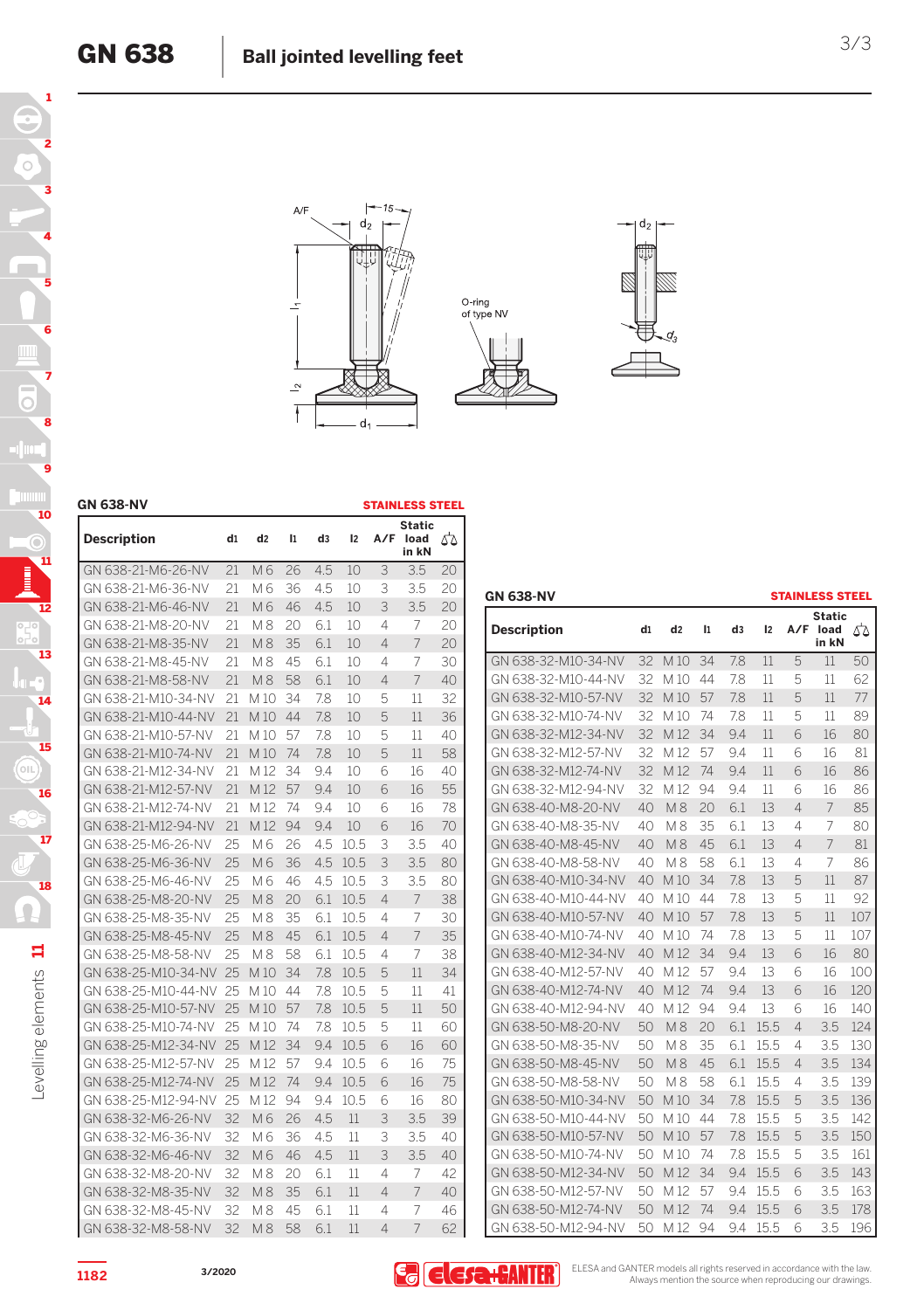# GN 638

## Ball jointed levelling feet

A/F
15
$d_2$
$l_1$
$l_2$
$d_1$
O-ring of type NV
$d_2$
$d_3$

### GN 638-NV — STAINLESS STEEL

| Description | d1 | d2 | l1 | d3 | l2 | A/F | Static load in kN | ⚖ |
|---|---|---|---|---|---|---|---|---|
| GN 638-21-M6-26-NV | 21 | M 6 | 26 | 4.5 | 10 | 3 | 3.5 | 20 |
| GN 638-21-M6-36-NV | 21 | M 6 | 36 | 4.5 | 10 | 3 | 3.5 | 20 |
| GN 638-21-M6-46-NV | 21 | M 6 | 46 | 4.5 | 10 | 3 | 3.5 | 20 |
| GN 638-21-M8-20-NV | 21 | M 8 | 20 | 6.1 | 10 | 4 | 7 | 20 |
| GN 638-21-M8-35-NV | 21 | M 8 | 35 | 6.1 | 10 | 4 | 7 | 20 |
| GN 638-21-M8-45-NV | 21 | M 8 | 45 | 6.1 | 10 | 4 | 7 | 30 |
| GN 638-21-M8-58-NV | 21 | M 8 | 58 | 6.1 | 10 | 4 | 7 | 40 |
| GN 638-21-M10-34-NV | 21 | M 10 | 34 | 7.8 | 10 | 5 | 11 | 32 |
| GN 638-21-M10-44-NV | 21 | M 10 | 44 | 7.8 | 10 | 5 | 11 | 36 |
| GN 638-21-M10-57-NV | 21 | M 10 | 57 | 7.8 | 10 | 5 | 11 | 40 |
| GN 638-21-M10-74-NV | 21 | M 10 | 74 | 7.8 | 10 | 5 | 11 | 58 |
| GN 638-21-M12-34-NV | 21 | M 12 | 34 | 9.4 | 10 | 6 | 16 | 40 |
| GN 638-21-M12-57-NV | 21 | M 12 | 57 | 9.4 | 10 | 6 | 16 | 55 |
| GN 638-21-M12-74-NV | 21 | M 12 | 74 | 9.4 | 10 | 6 | 16 | 78 |
| GN 638-21-M12-94-NV | 21 | M 12 | 94 | 9.4 | 10 | 6 | 16 | 70 |
| GN 638-25-M6-26-NV | 25 | M 6 | 26 | 4.5 | 10.5 | 3 | 3.5 | 40 |
| GN 638-25-M6-36-NV | 25 | M 6 | 36 | 4.5 | 10.5 | 3 | 3.5 | 80 |
| GN 638-25-M6-46-NV | 25 | M 6 | 46 | 4.5 | 10.5 | 3 | 3.5 | 80 |
| GN 638-25-M8-20-NV | 25 | M 8 | 20 | 6.1 | 10.5 | 4 | 7 | 38 |
| GN 638-25-M8-35-NV | 25 | M 8 | 35 | 6.1 | 10.5 | 4 | 7 | 30 |
| GN 638-25-M8-45-NV | 25 | M 8 | 45 | 6.1 | 10.5 | 4 | 7 | 35 |
| GN 638-25-M8-58-NV | 25 | M 8 | 58 | 6.1 | 10.5 | 4 | 7 | 38 |
| GN 638-25-M10-34-NV | 25 | M 10 | 34 | 7.8 | 10.5 | 5 | 11 | 34 |
| GN 638-25-M10-44-NV | 25 | M 10 | 44 | 7.8 | 10.5 | 5 | 11 | 41 |
| GN 638-25-M10-57-NV | 25 | M 10 | 57 | 7.8 | 10.5 | 5 | 11 | 50 |
| GN 638-25-M10-74-NV | 25 | M 10 | 74 | 7.8 | 10.5 | 5 | 11 | 60 |
| GN 638-25-M12-34-NV | 25 | M 12 | 34 | 9.4 | 10.5 | 6 | 16 | 60 |
| GN 638-25-M12-57-NV | 25 | M 12 | 57 | 9.4 | 10.5 | 6 | 16 | 75 |
| GN 638-25-M12-74-NV | 25 | M 12 | 74 | 9.4 | 10.5 | 6 | 16 | 75 |
| GN 638-25-M12-94-NV | 25 | M 12 | 94 | 9.4 | 10.5 | 6 | 16 | 80 |
| GN 638-32-M6-26-NV | 32 | M 6 | 26 | 4.5 | 11 | 3 | 3.5 | 39 |
| GN 638-32-M6-36-NV | 32 | M 6 | 36 | 4.5 | 11 | 3 | 3.5 | 40 |
| GN 638-32-M6-46-NV | 32 | M 6 | 46 | 4.5 | 11 | 3 | 3.5 | 40 |
| GN 638-32-M8-20-NV | 32 | M 8 | 20 | 6.1 | 11 | 4 | 7 | 42 |
| GN 638-32-M8-35-NV | 32 | M 8 | 35 | 6.1 | 11 | 4 | 7 | 40 |
| GN 638-32-M8-45-NV | 32 | M 8 | 45 | 6.1 | 11 | 4 | 7 | 46 |
| GN 638-32-M8-58-NV | 32 | M 8 | 58 | 6.1 | 11 | 4 | 7 | 62 |
| GN 638-32-M10-34-NV | 32 | M 10 | 34 | 7.8 | 11 | 5 | 11 | 50 |
| GN 638-32-M10-44-NV | 32 | M 10 | 44 | 7.8 | 11 | 5 | 11 | 62 |
| GN 638-32-M10-57-NV | 32 | M 10 | 57 | 7.8 | 11 | 5 | 11 | 77 |
| GN 638-32-M10-74-NV | 32 | M 10 | 74 | 7.8 | 11 | 5 | 11 | 89 |
| GN 638-32-M12-34-NV | 32 | M 12 | 34 | 9.4 | 11 | 6 | 16 | 80 |
| GN 638-32-M12-57-NV | 32 | M 12 | 57 | 9.4 | 11 | 6 | 16 | 81 |
| GN 638-32-M12-74-NV | 32 | M 12 | 74 | 9.4 | 11 | 6 | 16 | 86 |
| GN 638-32-M12-94-NV | 32 | M 12 | 94 | 9.4 | 11 | 6 | 16 | 86 |
| GN 638-40-M8-20-NV | 40 | M 8 | 20 | 6.1 | 13 | 4 | 7 | 85 |
| GN 638-40-M8-35-NV | 40 | M 8 | 35 | 6.1 | 13 | 4 | 7 | 80 |
| GN 638-40-M8-45-NV | 40 | M 8 | 45 | 6.1 | 13 | 4 | 7 | 81 |
| GN 638-40-M8-58-NV | 40 | M 8 | 58 | 6.1 | 13 | 4 | 7 | 86 |
| GN 638-40-M10-34-NV | 40 | M 10 | 34 | 7.8 | 13 | 5 | 11 | 87 |
| GN 638-40-M10-44-NV | 40 | M 10 | 44 | 7.8 | 13 | 5 | 11 | 92 |
| GN 638-40-M10-57-NV | 40 | M 10 | 57 | 7.8 | 13 | 5 | 11 | 107 |
| GN 638-40-M10-74-NV | 40 | M 10 | 74 | 7.8 | 13 | 5 | 11 | 107 |
| GN 638-40-M12-34-NV | 40 | M 12 | 34 | 9.4 | 13 | 6 | 16 | 80 |
| GN 638-40-M12-57-NV | 40 | M 12 | 57 | 9.4 | 13 | 6 | 16 | 100 |
| GN 638-40-M12-74-NV | 40 | M 12 | 74 | 9.4 | 13 | 6 | 16 | 120 |
| GN 638-40-M12-94-NV | 40 | M 12 | 94 | 9.4 | 13 | 6 | 16 | 140 |
| GN 638-50-M8-20-NV | 50 | M 8 | 20 | 6.1 | 15.5 | 4 | 3.5 | 124 |
| GN 638-50-M8-35-NV | 50 | M 8 | 35 | 6.1 | 15.5 | 4 | 3.5 | 130 |
| GN 638-50-M8-45-NV | 50 | M 8 | 45 | 6.1 | 15.5 | 4 | 3.5 | 134 |
| GN 638-50-M8-58-NV | 50 | M 8 | 58 | 6.1 | 15.5 | 4 | 3.5 | 139 |
| GN 638-50-M10-34-NV | 50 | M 10 | 34 | 7.8 | 15.5 | 5 | 3.5 | 136 |
| GN 638-50-M10-44-NV | 50 | M 10 | 44 | 7.8 | 15.5 | 5 | 3.5 | 142 |
| GN 638-50-M10-57-NV | 50 | M 10 | 57 | 7.8 | 15.5 | 5 | 3.5 | 150 |
| GN 638-50-M10-74-NV | 50 | M 10 | 74 | 7.8 | 15.5 | 5 | 3.5 | 161 |
| GN 638-50-M12-34-NV | 50 | M 12 | 34 | 9.4 | 15.5 | 6 | 3.5 | 143 |
| GN 638-50-M12-57-NV | 50 | M 12 | 57 | 9.4 | 15.5 | 6 | 3.5 | 163 |
| GN 638-50-M12-74-NV | 50 | M 12 | 74 | 9.4 | 15.5 | 6 | 3.5 | 178 |
| GN 638-50-M12-94-NV | 50 | M 12 | 94 | 9.4 | 15.5 | 6 | 3.5 | 196 |

ELESA and GANTER models all rights reserved in accordance with the law. Always mention the source when reproducing our drawings.